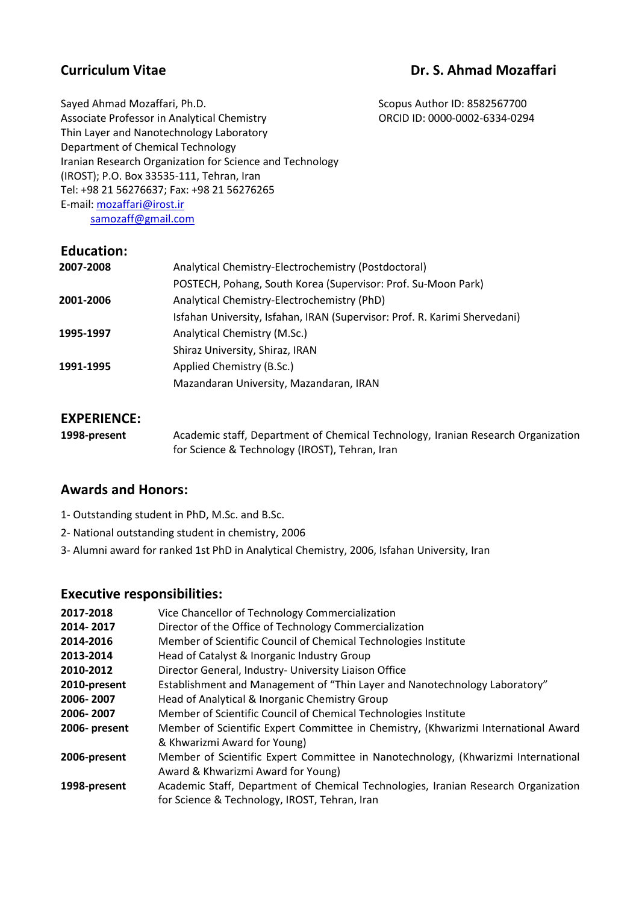## Curriculum Vitae — Dr. S. Ahmad Mozaffari

Sayed Ahmad Mozaffari, Ph.D.
Associate Professor in Analytical Chemistry
Thin Layer and Nanotechnology Laboratory
Department of Chemical Technology
Iranian Research Organization for Science and Technology
(IROST); P.O. Box 33535-111, Tehran, Iran
Tel: +98 21 56276637; Fax: +98 21 56276265
E-mail: mozaffari@irost.ir
samozaff@gmail.com

Scopus Author ID: 8582567700
ORCID ID: 0000-0002-6334-0294

## Education:

| | |
|---|---|
| **2007-2008** | Analytical Chemistry-Electrochemistry (Postdoctoral) |
| | POSTECH, Pohang, South Korea (Supervisor: Prof. Su-Moon Park) |
| **2001-2006** | Analytical Chemistry-Electrochemistry (PhD) |
| | Isfahan University, Isfahan, IRAN (Supervisor: Prof. R. Karimi Shervedani) |
| **1995-1997** | Analytical Chemistry (M.Sc.) |
| | Shiraz University, Shiraz, IRAN |
| **1991-1995** | Applied Chemistry (B.Sc.) |
| | Mazandaran University, Mazandaran, IRAN |

## EXPERIENCE:

| | |
|---|---|
| **1998-present** | Academic staff, Department of Chemical Technology, Iranian Research Organization for Science & Technology (IROST), Tehran, Iran |

## Awards and Honors:

1- Outstanding student in PhD, M.Sc. and B.Sc.

2- National outstanding student in chemistry, 2006

3- Alumni award for ranked 1st PhD in Analytical Chemistry, 2006, Isfahan University, Iran

## Executive responsibilities:

| | |
|---|---|
| **2017-2018** | Vice Chancellor of Technology Commercialization |
| **2014- 2017** | Director of the Office of Technology Commercialization |
| **2014-2016** | Member of Scientific Council of Chemical Technologies Institute |
| **2013-2014** | Head of Catalyst & Inorganic Industry Group |
| **2010-2012** | Director General, Industry- University Liaison Office |
| **2010-present** | Establishment and Management of "Thin Layer and Nanotechnology Laboratory" |
| **2006- 2007** | Head of Analytical & Inorganic Chemistry Group |
| **2006- 2007** | Member of Scientific Council of Chemical Technologies Institute |
| **2006- present** | Member of Scientific Expert Committee in Chemistry, (Khwarizmi International Award & Khwarizmi Award for Young) |
| **2006-present** | Member of Scientific Expert Committee in Nanotechnology, (Khwarizmi International Award & Khwarizmi Award for Young) |
| **1998-present** | Academic Staff, Department of Chemical Technologies, Iranian Research Organization for Science & Technology, IROST, Tehran, Iran |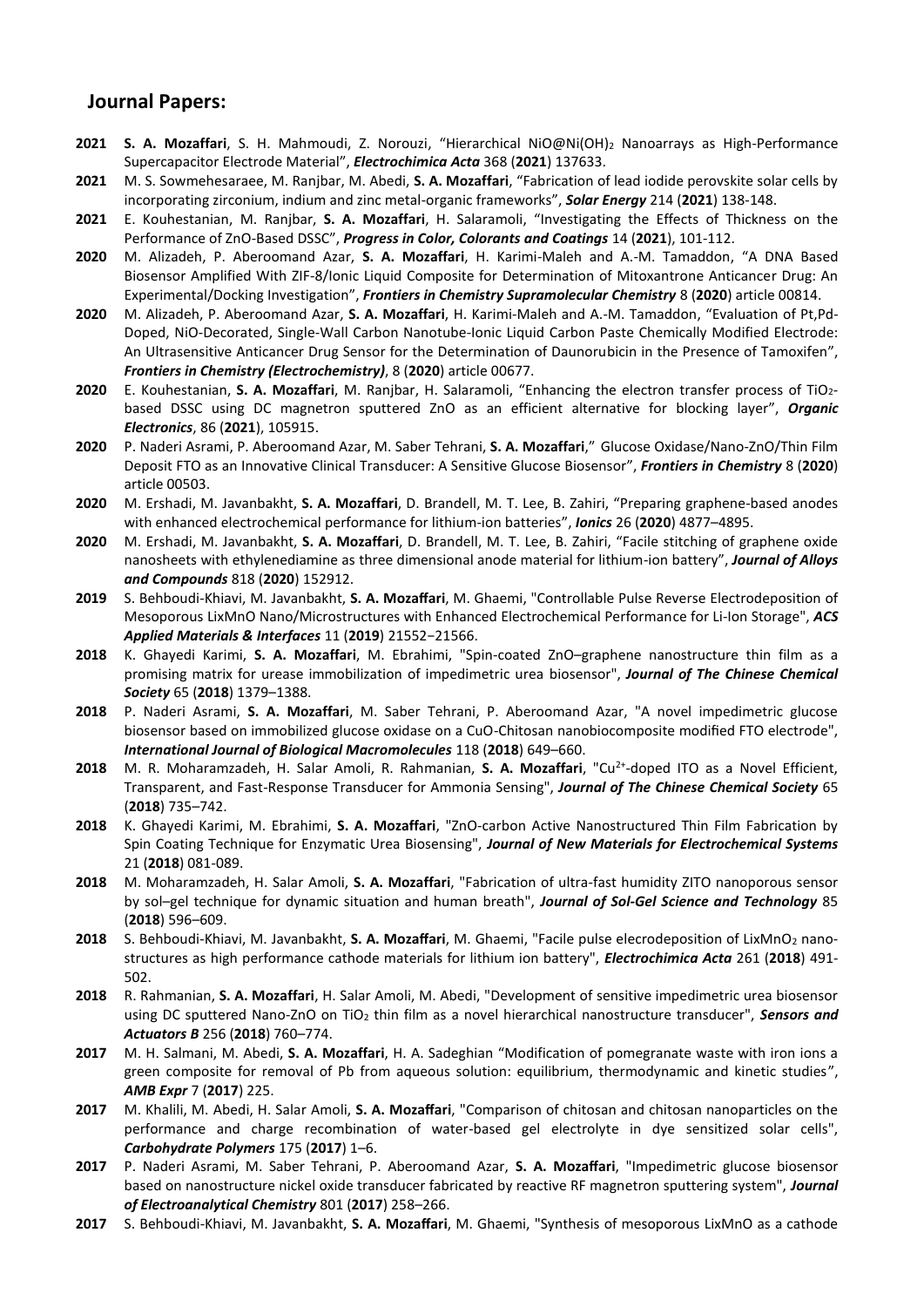## Journal Papers:

**2021** **S. A. Mozaffari**, S. H. Mahmoudi, Z. Norouzi, "Hierarchical NiO@Ni$(OH)_2$ Nanoarrays as High-Performance Supercapacitor Electrode Material", ***Electrochimica Acta*** 368 (**2021**) 137633.

**2021** M. S. Sowmehesaraee, M. Ranjbar, M. Abedi, **S. A. Mozaffari**, "Fabrication of lead iodide perovskite solar cells by incorporating zirconium, indium and zinc metal-organic frameworks", ***Solar Energy*** 214 (**2021**) 138-148.

**2021** E. Kouhestanian, M. Ranjbar, **S. A. Mozaffari**, H. Salaramoli, "Investigating the Effects of Thickness on the Performance of ZnO-Based DSSC", ***Progress in Color, Colorants and Coatings*** 14 (**2021**), 101-112.

**2020** M. Alizadeh, P. Aberoomand Azar, **S. A. Mozaffari**, H. Karimi-Maleh and A.-M. Tamaddon, "A DNA Based Biosensor Amplified With ZIF-8/Ionic Liquid Composite for Determination of Mitoxantrone Anticancer Drug: An Experimental/Docking Investigation", ***Frontiers in Chemistry Supramolecular Chemistry*** 8 (**2020**) article 00814.

**2020** M. Alizadeh, P. Aberoomand Azar, **S. A. Mozaffari**, H. Karimi-Maleh and A.-M. Tamaddon, "Evaluation of Pt,Pd-Doped, NiO-Decorated, Single-Wall Carbon Nanotube-Ionic Liquid Carbon Paste Chemically Modified Electrode: An Ultrasensitive Anticancer Drug Sensor for the Determination of Daunorubicin in the Presence of Tamoxifen", ***Frontiers in Chemistry (Electrochemistry)***, 8 (**2020**) article 00677.

**2020** E. Kouhestanian, **S. A. Mozaffari**, M. Ranjbar, H. Salaramoli, "Enhancing the electron transfer process of $TiO_2$-based DSSC using DC magnetron sputtered ZnO as an efficient alternative for blocking layer", ***Organic Electronics***, 86 (**2021**), 105915.

**2020** P. Naderi Asrami, P. Aberoomand Azar, M. Saber Tehrani, **S. A. Mozaffari**," Glucose Oxidase/Nano-ZnO/Thin Film Deposit FTO as an Innovative Clinical Transducer: A Sensitive Glucose Biosensor", ***Frontiers in Chemistry*** 8 (**2020**) article 00503.

**2020** M. Ershadi, M. Javanbakht, **S. A. Mozaffari**, D. Brandell, M. T. Lee, B. Zahiri, "Preparing graphene-based anodes with enhanced electrochemical performance for lithium-ion batteries", ***Ionics*** 26 (**2020**) 4877–4895.

**2020** M. Ershadi, M. Javanbakht, **S. A. Mozaffari**, D. Brandell, M. T. Lee, B. Zahiri, "Facile stitching of graphene oxide nanosheets with ethylenediamine as three dimensional anode material for lithium-ion battery", ***Journal of Alloys and Compounds*** 818 (**2020**) 152912.

**2019** S. Behboudi-Khiavi, M. Javanbakht, **S. A. Mozaffari**, M. Ghaemi, "Controllable Pulse Reverse Electrodeposition of Mesoporous LixMnO Nano/Microstructures with Enhanced Electrochemical Performance for Li-Ion Storage", ***ACS Applied Materials & Interfaces*** 11 (**2019**) 21552−21566.

**2018** K. Ghayedi Karimi, **S. A. Mozaffari**, M. Ebrahimi, "Spin-coated ZnO–graphene nanostructure thin film as a promising matrix for urease immobilization of impedimetric urea biosensor", ***Journal of The Chinese Chemical Society*** 65 (**2018**) 1379–1388.

**2018** P. Naderi Asrami, **S. A. Mozaffari**, M. Saber Tehrani, P. Aberoomand Azar, "A novel impedimetric glucose biosensor based on immobilized glucose oxidase on a CuO-Chitosan nanobiocomposite modified FTO electrode", ***International Journal of Biological Macromolecules*** 118 (**2018**) 649–660.

**2018** M. R. Moharamzadeh, H. Salar Amoli, R. Rahmanian, **S. A. Mozaffari**, "$Cu^{2+}$-doped ITO as a Novel Efficient, Transparent, and Fast-Response Transducer for Ammonia Sensing", ***Journal of The Chinese Chemical Society*** 65 (**2018**) 735–742.

**2018** K. Ghayedi Karimi, M. Ebrahimi, **S. A. Mozaffari**, "ZnO-carbon Active Nanostructured Thin Film Fabrication by Spin Coating Technique for Enzymatic Urea Biosensing", ***Journal of New Materials for Electrochemical Systems*** 21 (**2018**) 081-089.

**2018** M. Moharamzadeh, H. Salar Amoli, **S. A. Mozaffari**, "Fabrication of ultra-fast humidity ZITO nanoporous sensor by sol–gel technique for dynamic situation and human breath", ***Journal of Sol-Gel Science and Technology*** 85 (**2018**) 596–609.

**2018** S. Behboudi-Khiavi, M. Javanbakht, **S. A. Mozaffari**, M. Ghaemi, "Facile pulse elecrodeposition of $LixMnO_2$ nano-structures as high performance cathode materials for lithium ion battery", ***Electrochimica Acta*** 261 (**2018**) 491-502.

**2018** R. Rahmanian, **S. A. Mozaffari**, H. Salar Amoli, M. Abedi, "Development of sensitive impedimetric urea biosensor using DC sputtered Nano-ZnO on $TiO_2$ thin film as a novel hierarchical nanostructure transducer", ***Sensors and Actuators B*** 256 (**2018**) 760–774.

**2017** M. H. Salmani, M. Abedi, **S. A. Mozaffari**, H. A. Sadeghian "Modification of pomegranate waste with iron ions a green composite for removal of Pb from aqueous solution: equilibrium, thermodynamic and kinetic studies", ***AMB Expr*** 7 (**2017**) 225.

**2017** M. Khalili, M. Abedi, H. Salar Amoli, **S. A. Mozaffari**, "Comparison of chitosan and chitosan nanoparticles on the performance and charge recombination of water-based gel electrolyte in dye sensitized solar cells", ***Carbohydrate Polymers*** 175 (**2017**) 1–6.

**2017** P. Naderi Asrami, M. Saber Tehrani, P. Aberoomand Azar, **S. A. Mozaffari**, "Impedimetric glucose biosensor based on nanostructure nickel oxide transducer fabricated by reactive RF magnetron sputtering system", ***Journal of Electroanalytical Chemistry*** 801 (**2017**) 258–266.

**2017** S. Behboudi-Khiavi, M. Javanbakht, **S. A. Mozaffari**, M. Ghaemi, "Synthesis of mesoporous LixMnO as a cathode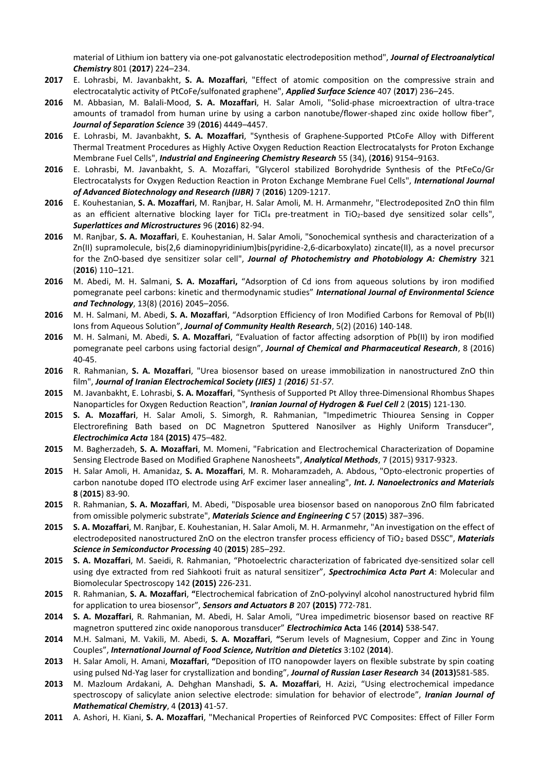material of Lithium ion battery via one-pot galvanostatic electrodeposition method", ***Journal of Electroanalytical Chemistry*** 801 (**2017**) 224–234.

**2017** E. Lohrasbi, M. Javanbakht, **S. A. Mozaffari**, "Effect of atomic composition on the compressive strain and electrocatalytic activity of PtCoFe/sulfonated graphene", ***Applied Surface Science*** 407 (**2017**) 236–245.

**2016** M. Abbasian, M. Balali-Mood, **S. A. Mozaffari**, H. Salar Amoli, "Solid-phase microextraction of ultra-trace amounts of tramadol from human urine by using a carbon nanotube/flower-shaped zinc oxide hollow fiber", ***Journal of Separation Science*** 39 (**2016**) 4449–4457.

**2016** E. Lohrasbi, M. Javanbakht, **S. A. Mozaffari**, "Synthesis of Graphene-Supported PtCoFe Alloy with Different Thermal Treatment Procedures as Highly Active Oxygen Reduction Reaction Electrocatalysts for Proton Exchange Membrane Fuel Cells", ***Industrial and Engineering Chemistry Research*** 55 (34), (**2016**) 9154–9163.

**2016** E. Lohrasbi, M. Javanbakht, S. A. Mozaffari, "Glycerol stabilized Borohydride Synthesis of the PtFeCo/Gr Electrocatalysts for Oxygen Reduction Reaction in Proton Exchange Membrane Fuel Cells", ***International Journal of Advanced Biotechnology and Research (IJBR)*** 7 (**2016**) 1209-1217.

**2016** E. Kouhestanian, **S. A. Mozaffari**, M. Ranjbar, H. Salar Amoli, M. H. Armanmehr, "Electrodeposited ZnO thin film as an efficient alternative blocking layer for $TiCl_4$ pre-treatment in $TiO_2$-based dye sensitized solar cells", ***Superlattices and Microstructures*** 96 (**2016**) 82-94.

**2016** M. Ranjbar, **S. A. Mozaffari**, E. Kouhestanian, H. Salar Amoli, "Sonochemical synthesis and characterization of a Zn(II) supramolecule, bis(2,6 diaminopyridinium)bis(pyridine-2,6-dicarboxylato) zincate(II), as a novel precursor for the ZnO-based dye sensitizer solar cell", ***Journal of Photochemistry and Photobiology A: Chemistry*** 321 (**2016**) 110–121.

**2016** M. Abedi, M. H. Salmani, **S. A. Mozaffari,** "Adsorption of Cd ions from aqueous solutions by iron modified pomegranate peel carbons: kinetic and thermodynamic studies" ***International Journal of Environmental Science and Technology***, 13(8) (2016) 2045–2056.

**2016** M. H. Salmani, M. Abedi, **S. A. Mozaffari**, "Adsorption Efficiency of Iron Modified Carbons for Removal of Pb(II) Ions from Aqueous Solution", ***Journal of Community Health Research***, 5(2) (2016) 140-148.

**2016** M. H. Salmani, M. Abedi, **S. A. Mozaffari**, "Evaluation of factor affecting adsorption of Pb(II) by iron modified pomegranate peel carbons using factorial design", ***Journal of Chemical and Pharmaceutical Research***, 8 (2016) 40-45.

**2016** R. Rahmanian, **S. A. Mozaffari**, "Urea biosensor based on urease immobilization in nanostructured ZnO thin film", ***Journal of Iranian Electrochemical Society (JIES)*** *1 (2016) 51-57.*

**2015** M. Javanbakht, E. Lohrasbi, **S. A. Mozaffari**, "Synthesis of Supported Pt Alloy three-Dimensional Rhombus Shapes Nanoparticles for Oxygen Reduction Reaction", ***Iranian Journal of Hydrogen & Fuel Cell*** 2 (**2015**) 121-130.

**2015** **S. A. Mozaffari**, H. Salar Amoli, S. Simorgh, R. Rahmanian, "Impedimetric Thiourea Sensing in Copper Electrorefining Bath based on DC Magnetron Sputtered Nanosilver as Highly Uniform Transducer", ***Electrochimica Acta*** 184 **(2015)** 475–482.

**2015** M. Bagherzadeh, **S. A. Mozaffari**, M. Momeni, "Fabrication and Electrochemical Characterization of Dopamine Sensing Electrode Based on Modified Graphene Nanosheets", ***Analytical Methods***, 7 (2015) 9317-9323.

**2015** H. Salar Amoli, H. Amanidaz, **S. A. Mozaffari**, M. R. Moharamzadeh, A. Abdous, "Opto-electronic properties of carbon nanotube doped ITO electrode using ArF excimer laser annealing", ***Int. J. Nanoelectronics and Materials*** **8** (**2015**) 83-90.

**2015** R. Rahmanian, **S. A. Mozaffari**, M. Abedi, "Disposable urea biosensor based on nanoporous ZnO film fabricated from omissible polymeric substrate", ***Materials Science and Engineering C*** 57 (**2015**) 387–396.

**2015** **S. A. Mozaffari**, M. Ranjbar, E. Kouhestanian, H. Salar Amoli, M. H. Armanmehr, "An investigation on the effect of electrodeposited nanostructured ZnO on the electron transfer process efficiency of $TiO_2$ based DSSC", ***Materials Science in Semiconductor Processing*** 40 (**2015**) 285–292.

**2015** **S. A. Mozaffari**, M. Saeidi, R. Rahmanian, "Photoelectric characterization of fabricated dye-sensitized solar cell using dye extracted from red Siahkooti fruit as natural sensitizer", ***Spectrochimica Acta Part A***: Molecular and Biomolecular Spectroscopy 142 **(2015)** 226-231.

**2015** R. Rahmanian, **S. A. Mozaffari**, "Electrochemical fabrication of ZnO-polyvinyl alcohol nanostructured hybrid film for application to urea biosensor", ***Sensors and Actuators B*** 207 **(2015)** 772-781.

**2014** **S. A. Mozaffari**, R. Rahmanian, M. Abedi, H. Salar Amoli, "Urea impedimetric biosensor based on reactive RF magnetron sputtered zinc oxide nanoporous transducer" ***Electrochimica*** **Acta** 146 **(2014)** 538-547.

**2014** M.H. Salmani, M. Vakili, M. Abedi, **S. A. Mozaffari**, "Serum levels of Magnesium, Copper and Zinc in Young Couples", ***International Journal of Food Science, Nutrition and Dietetics*** 3:102 (**2014**).

**2013** H. Salar Amoli, H. Amani, **Mozaffari**, "Deposition of ITO nanopowder layers on flexible substrate by spin coating using pulsed Nd-Yag laser for crystallization and bonding", ***Journal of Russian Laser Research*** 34 **(2013)**581-585.

**2013** M. Mazloum Ardakani, A. Dehghan Manshadi, **S. A. Mozaffari**, H. Azizi, "Using electrochemical impedance spectroscopy of salicylate anion selective electrode: simulation for behavior of electrode", ***Iranian Journal of Mathematical Chemistry***, 4 **(2013)** 41-57.

**2011** A. Ashori, H. Kiani, **S. A. Mozaffari**, "Mechanical Properties of Reinforced PVC Composites: Effect of Filler Form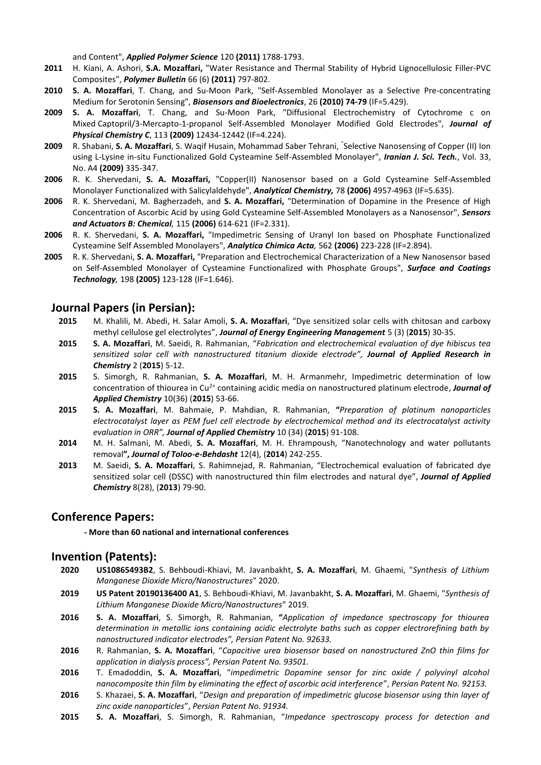and Content", ***Applied Polymer Science*** 120 **(2011)** 1788-1793.

**2011** H. Kiani, A. Ashori, **S.A. Mozaffari,** "Water Resistance and Thermal Stability of Hybrid Lignocellulosic Filler-PVC Composites", ***Polymer Bulletin*** 66 (6) **(2011)** 797-802.

**2010** **S. A. Mozaffari**, T. Chang, and Su-Moon Park, "Self-Assembled Monolayer as a Selective Pre-concentrating Medium for Serotonin Sensing", ***Biosensors and Bioelectronics***, 26 **(2010) 74-79** (IF=5.429).

**2009** **S. A. Mozaffari**, T. Chang, and Su-Moon Park, "Diffusional Electrochemistry of Cytochrome c on Mixed Captopril/3-Mercapto-1-propanol Self-Assembled Monolayer Modified Gold Electrodes", ***Journal of Physical Chemistry C***, 113 **(2009)** 12434-12442 (IF=4.224).

**2009** R. Shabani, **S. A. Mozaffari**, S. Waqif Husain, Mohammad Saber Tehrani, "Selective Nanosensing of Copper (II) Ion using L-Lysine in-situ Functionalized Gold Cysteamine Self-Assembled Monolayer", ***Iranian J. Sci. Tech.***, Vol. 33, No. A4 **(2009)** 335-347.

**2006** R. K. Shervedani, **S. A. Mozaffari,** "Copper(II) Nanosensor based on a Gold Cysteamine Self-Assembled Monolayer Functionalized with Salicylaldehyde", ***Analytical Chemistry,*** 78 **(2006)** 4957-4963 (IF=5.635).

**2006** R. K. Shervedani, M. Bagherzadeh, and **S. A. Mozaffari,** "Determination of Dopamine in the Presence of High Concentration of Ascorbic Acid by using Gold Cysteamine Self-Assembled Monolayers as a Nanosensor", ***Sensors and Actuators B: Chemical,*** 115 **(2006)** 614-621 (IF=2.331).

**2006** R. K. Shervedani, **S. A. Mozaffari,** "Impedimetric Sensing of Uranyl Ion based on Phosphate Functionalized Cysteamine Self Assembled Monolayers", ***Analytica Chimica Acta,*** 562 **(2006)** 223-228 (IF=2.894).

**2005** R. K. Shervedani, **S. A. Mozaffari,** "Preparation and Electrochemical Characterization of a New Nanosensor based on Self-Assembled Monolayer of Cysteamine Functionalized with Phosphate Groups", ***Surface and Coatings Technology,*** 198 **(2005)** 123-128 (IF=1.646).

## Journal Papers (in Persian):

**2015** M. Khalili, M. Abedi, H. Salar Amoli, **S. A. Mozaffari**, "Dye sensitized solar cells with chitosan and carboxy methyl cellulose gel electrolytes", ***Journal of Energy Engineering Management*** 5 (3) (**2015**) 30-35.

**2015** **S. A. Mozaffari**, M. Saeidi, R. Rahmanian, "*Fabrication and electrochemical evaluation of dye hibiscus tea sensitized solar cell with nanostructured titanium dioxide electrode",* ***Journal of Applied Research in Chemistry*** 2 (**2015**) 5-12.

**2015** S. Simorgh, R. Rahmanian, **S. A. Mozaffari**, M. H. Armanmehr, Impedimetric determination of low concentration of thiourea in $Cu^{2+}$ containing acidic media on nanostructured platinum electrode, ***Journal of Applied Chemistry*** 10(36) (**2015**) 53-66.

**2015** **S. A. Mozaffari**, M. Bahmaie, P. Mahdian, R. Rahmanian, **"***Preparation of platinum nanoparticles electrocatalyst layer as PEM fuel cell electrode by electrochemical method and its electrocatalyst activity evaluation in ORR",* ***Journal of Applied Chemistry*** 10 (34) (**2015**) 91-108.

**2014** M. H. Salmani, M. Abedi, **S. A. Mozaffari**, M. H. Ehrampoush, "Nanotechnology and water pollutants removal**", *Journal of Toloo-e-Behdasht*** 12(4), (**2014**) 242-255.

**2013** M. Saeidi, **S. A. Mozaffari**, S. Rahimnejad, R. Rahmanian, "Electrochemical evaluation of fabricated dye sensitized solar cell (DSSC) with nanostructured thin film electrodes and natural dye", ***Journal of Applied Chemistry*** 8(28), (**2013**) 79-90.

## Conference Papers:

**- More than 60 national and international conferences**

## Invention (Patents):

**2020** **US10865493B2**, S. Behboudi-Khiavi, M. Javanbakht, **S. A. Mozaffari**, M. Ghaemi, "*Synthesis of Lithium Manganese Dioxide Micro/Nanostructures*" 2020.

**2019** **US Patent 20190136400 A1**, S. Behboudi-Khiavi, M. Javanbakht, **S. A. Mozaffari**, M. Ghaemi, "*Synthesis of Lithium Manganese Dioxide Micro/Nanostructures*" 2019.

**2016** **S. A. Mozaffari**, S. Simorgh, R. Rahmanian, **"***Application of impedance spectroscopy for thiourea determination in metallic ions containing acidic electrolyte baths such as copper electrorefining bath by nanostructured indicator electrodes", Persian Patent No. 92633.*

**2016** R. Rahmanian, **S. A. Mozaffari**, "*Capacitive urea biosensor based on nanostructured ZnO thin films for application in dialysis process", Persian Patent No. 93501.*

**2016** T. Emadoddin, **S. A. Mozaffari**, "*impedimetric Dopamine sensor for zinc oxide / polyvinyl alcohol nanocomposite thin film by eliminating the effect of ascorbic acid interference*", *Persian Patent No. 92153.*

**2016** S. Khazaei, **S. A. Mozaffari**, "*Design and preparation of impedimetric glucose biosensor using thin layer of zinc oxide nanoparticles*", *Persian Patent No. 91934.*

**2015** **S. A. Mozaffari**, S. Simorgh, R. Rahmanian, "*Impedance spectroscopy process for detection and*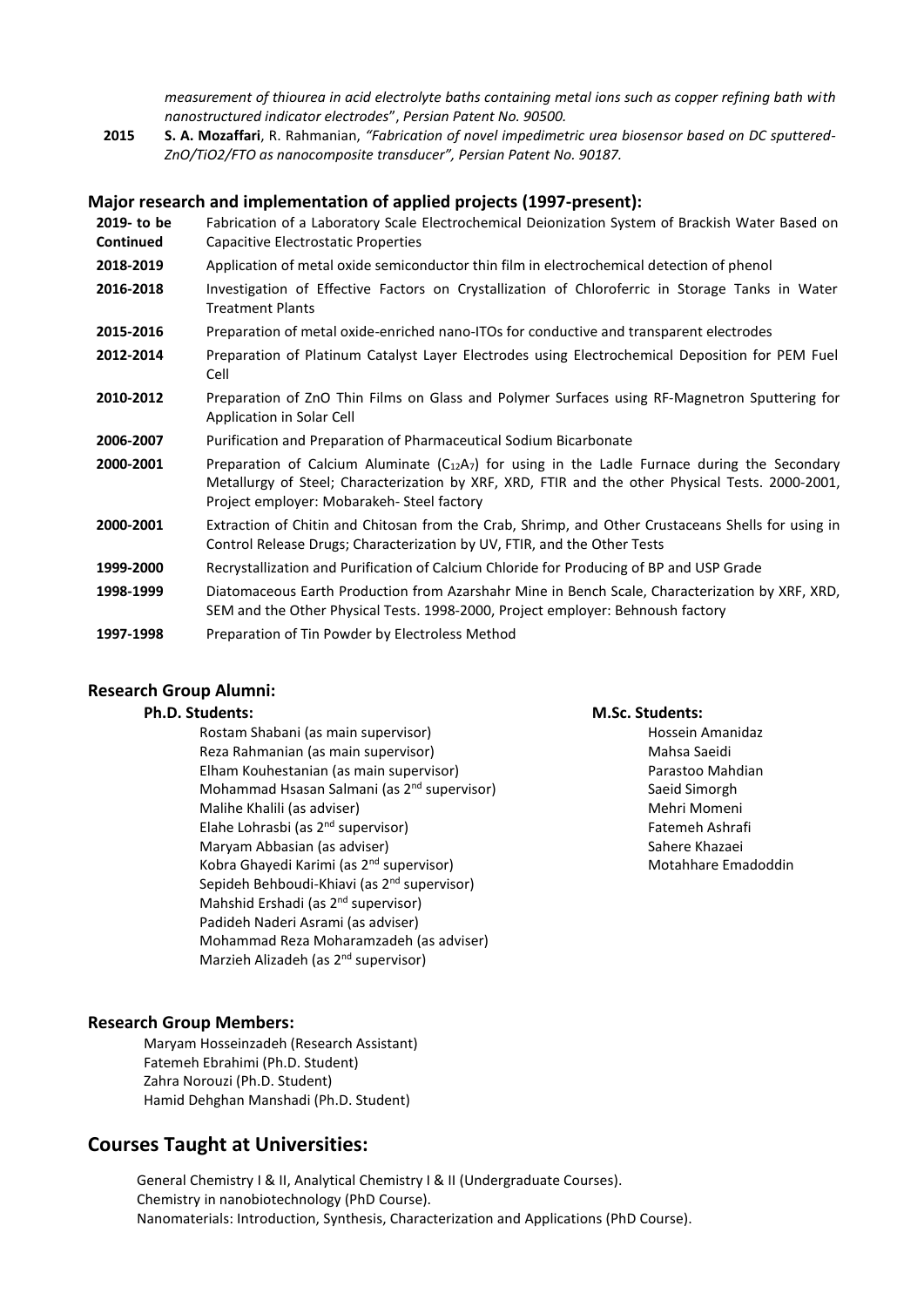*measurement of thiourea in acid electrolyte baths containing metal ions such as copper refining bath with nanostructured indicator electrodes*", *Persian Patent No. 90500.*

**2015** **S. A. Mozaffari**, R. Rahmanian, *"Fabrication of novel impedimetric urea biosensor based on DC sputtered-ZnO/TiO2/FTO as nanocomposite transducer", Persian Patent No. 90187.*

## Major research and implementation of applied projects (1997-present):

**2019- to be Continued** Fabrication of a Laboratory Scale Electrochemical Deionization System of Brackish Water Based on Capacitive Electrostatic Properties

**2018-2019** Application of metal oxide semiconductor thin film in electrochemical detection of phenol

**2016-2018** Investigation of Effective Factors on Crystallization of Chloroferric in Storage Tanks in Water Treatment Plants

**2015-2016** Preparation of metal oxide-enriched nano-ITOs for conductive and transparent electrodes

**2012-2014** Preparation of Platinum Catalyst Layer Electrodes using Electrochemical Deposition for PEM Fuel Cell

**2010-2012** Preparation of ZnO Thin Films on Glass and Polymer Surfaces using RF-Magnetron Sputtering for Application in Solar Cell

**2006-2007** Purification and Preparation of Pharmaceutical Sodium Bicarbonate

**2000-2001** Preparation of Calcium Aluminate ($C_{12}A_7$) for using in the Ladle Furnace during the Secondary Metallurgy of Steel; Characterization by XRF, XRD, FTIR and the other Physical Tests. 2000-2001, Project employer: Mobarakeh- Steel factory

**2000-2001** Extraction of Chitin and Chitosan from the Crab, Shrimp, and Other Crustaceans Shells for using in Control Release Drugs; Characterization by UV, FTIR, and the Other Tests

**1999-2000** Recrystallization and Purification of Calcium Chloride for Producing of BP and USP Grade

**1998-1999** Diatomaceous Earth Production from Azarshahr Mine in Bench Scale, Characterization by XRF, XRD, SEM and the Other Physical Tests. 1998-2000, Project employer: Behnoush factory

**1997-1998** Preparation of Tin Powder by Electroless Method

## Research Group Alumni:

**Ph.D. Students:**

Rostam Shabani (as main supervisor)
Reza Rahmanian (as main supervisor)
Elham Kouhestanian (as main supervisor)
Mohammad Hsasan Salmani (as 2nd supervisor)
Malihe Khalili (as adviser)
Elahe Lohrasbi (as 2nd supervisor)
Maryam Abbasian (as adviser)
Kobra Ghayedi Karimi (as 2nd supervisor)
Sepideh Behboudi-Khiavi (as 2nd supervisor)
Mahshid Ershadi (as 2nd supervisor)
Padideh Naderi Asrami (as adviser)
Mohammad Reza Moharamzadeh (as adviser)
Marzieh Alizadeh (as 2nd supervisor)

**M.Sc. Students:**

Hossein Amanidaz
Mahsa Saeidi
Parastoo Mahdian
Saeid Simorgh
Mehri Momeni
Fatemeh Ashrafi
Sahere Khazaei
Motahhare Emadoddin

## Research Group Members:

Maryam Hosseinzadeh (Research Assistant)
Fatemeh Ebrahimi (Ph.D. Student)
Zahra Norouzi (Ph.D. Student)
Hamid Dehghan Manshadi (Ph.D. Student)

# Courses Taught at Universities:

General Chemistry I & II, Analytical Chemistry I & II (Undergraduate Courses).
Chemistry in nanobiotechnology (PhD Course).
Nanomaterials: Introduction, Synthesis, Characterization and Applications (PhD Course).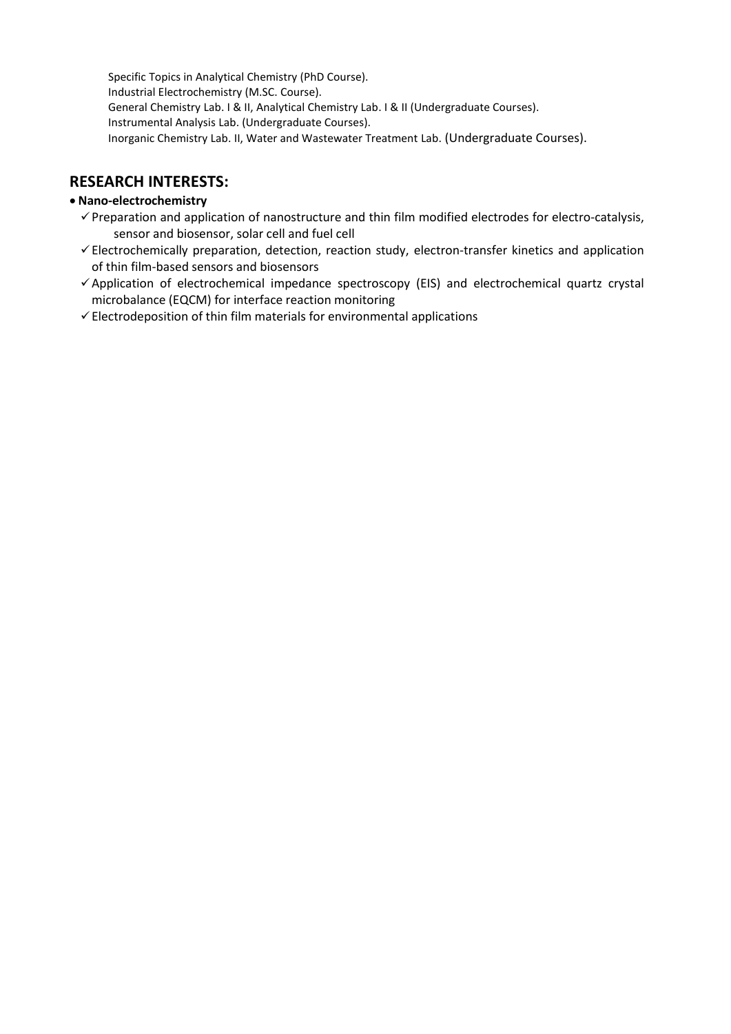Specific Topics in Analytical Chemistry (PhD Course).
Industrial Electrochemistry (M.SC. Course).
General Chemistry Lab. I & II, Analytical Chemistry Lab. I & II (Undergraduate Courses).
Instrumental Analysis Lab. (Undergraduate Courses).
Inorganic Chemistry Lab. II, Water and Wastewater Treatment Lab. (Undergraduate Courses).

## RESEARCH INTERESTS:

- **Nano-electrochemistry**
  - ✓ Preparation and application of nanostructure and thin film modified electrodes for electro-catalysis, sensor and biosensor, solar cell and fuel cell
  - ✓ Electrochemically preparation, detection, reaction study, electron-transfer kinetics and application of thin film-based sensors and biosensors
  - ✓ Application of electrochemical impedance spectroscopy (EIS) and electrochemical quartz crystal microbalance (EQCM) for interface reaction monitoring
  - ✓ Electrodeposition of thin film materials for environmental applications